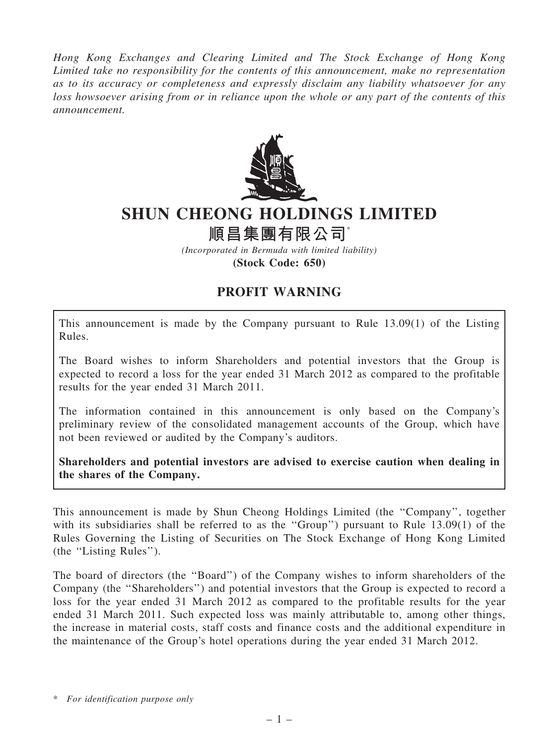*Hong Kong Exchanges and Clearing Limited and The Stock Exchange of Hong Kong Limited take no responsibility for the contents of this announcement, make no representation as to its accuracy or completeness and expressly disclaim any liability whatsoever for any loss howsoever arising from or in reliance upon the whole or any part of the contents of this announcement.*

# SHUN CHEONG HOLDINGS LIMITED

# 順昌集團有限公司*

*(Incorporated in Bermuda with limited liability)*

**(Stock Code: 650)**

## PROFIT WARNING

This announcement is made by the Company pursuant to Rule 13.09(1) of the Listing Rules.

The Board wishes to inform Shareholders and potential investors that the Group is expected to record a loss for the year ended 31 March 2012 as compared to the profitable results for the year ended 31 March 2011.

The information contained in this announcement is only based on the Company's preliminary review of the consolidated management accounts of the Group, which have not been reviewed or audited by the Company's auditors.

**Shareholders and potential investors are advised to exercise caution when dealing in the shares of the Company.**

This announcement is made by Shun Cheong Holdings Limited (the "Company", together with its subsidiaries shall be referred to as the "Group") pursuant to Rule 13.09(1) of the Rules Governing the Listing of Securities on The Stock Exchange of Hong Kong Limited (the "Listing Rules").

The board of directors (the "Board") of the Company wishes to inform shareholders of the Company (the "Shareholders") and potential investors that the Group is expected to record a loss for the year ended 31 March 2012 as compared to the profitable results for the year ended 31 March 2011. Such expected loss was mainly attributable to, among other things, the increase in material costs, staff costs and finance costs and the additional expenditure in the maintenance of the Group's hotel operations during the year ended 31 March 2012.

\* *For identification purpose only*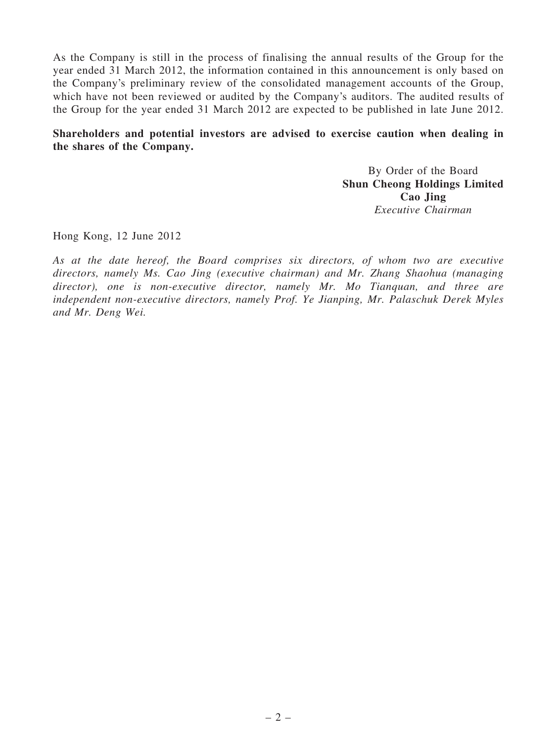As the Company is still in the process of finalising the annual results of the Group for the year ended 31 March 2012, the information contained in this announcement is only based on the Company's preliminary review of the consolidated management accounts of the Group, which have not been reviewed or audited by the Company's auditors. The audited results of the Group for the year ended 31 March 2012 are expected to be published in late June 2012.

**Shareholders and potential investors are advised to exercise caution when dealing in the shares of the Company.**

By Order of the Board
**Shun Cheong Holdings Limited**
**Cao Jing**
*Executive Chairman*

Hong Kong, 12 June 2012

*As at the date hereof, the Board comprises six directors, of whom two are executive directors, namely Ms. Cao Jing (executive chairman) and Mr. Zhang Shaohua (managing director), one is non-executive director, namely Mr. Mo Tianquan, and three are independent non-executive directors, namely Prof. Ye Jianping, Mr. Palaschuk Derek Myles and Mr. Deng Wei.*